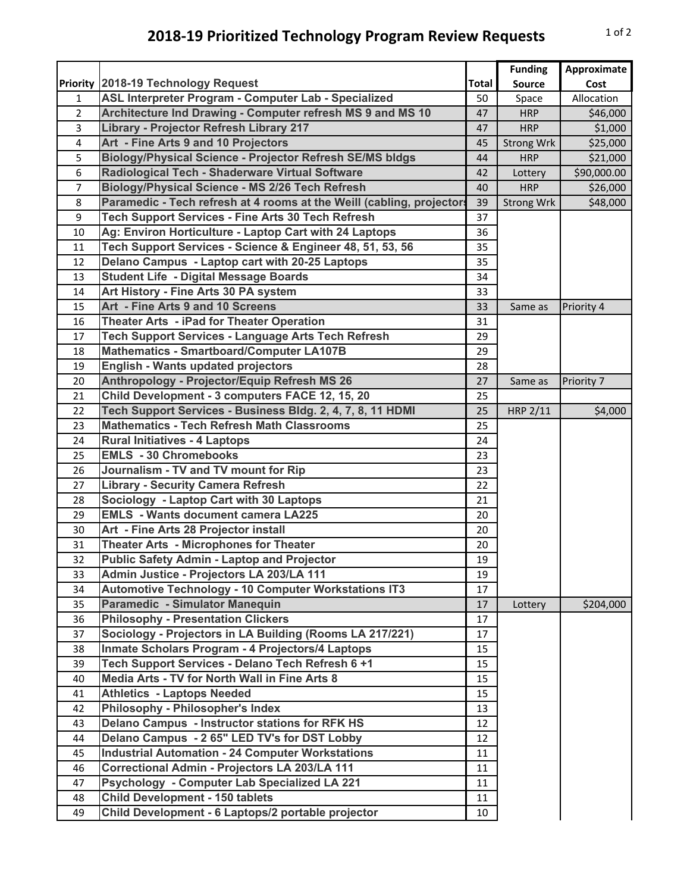# 2018-19 Prioritized Technology Program Review Requests

| Priority | 2018-19 Technology Request | Total | Funding Source | Approximate Cost |
|---|---|---|---|---|
| 1 | ASL Interpreter Program - Computer Lab - Specialized | 50 | Space | Allocation |
| 2 | Architecture Ind Drawing - Computer refresh MS 9 and MS 10 | 47 | HRP | $46,000 |
| 3 | Library - Projector Refresh Library 217 | 47 | HRP | $1,000 |
| 4 | Art - Fine Arts 9 and 10 Projectors | 45 | Strong Wrk | $25,000 |
| 5 | Biology/Physical Science - Projector Refresh SE/MS bldgs | 44 | HRP | $21,000 |
| 6 | Radiological Tech - Shaderware Virtual Software | 42 | Lottery | $90,000.00 |
| 7 | Biology/Physical Science - MS 2/26 Tech Refresh | 40 | HRP | $26,000 |
| 8 | Paramedic - Tech refresh at 4 rooms at the Weill (cabling, projectors | 39 | Strong Wrk | $48,000 |
| 9 | Tech Support Services - Fine Arts 30 Tech Refresh | 37 | | |
| 10 | Ag: Environ Horticulture - Laptop Cart with 24 Laptops | 36 | | |
| 11 | Tech Support Services - Science & Engineer 48, 51, 53, 56 | 35 | | |
| 12 | Delano Campus - Laptop cart with 20-25 Laptops | 35 | | |
| 13 | Student Life - Digital Message Boards | 34 | | |
| 14 | Art History - Fine Arts 30 PA system | 33 | | |
| 15 | Art - Fine Arts 9 and 10 Screens | 33 | Same as | Priority 4 |
| 16 | Theater Arts - iPad for Theater Operation | 31 | | |
| 17 | Tech Support Services - Language Arts Tech Refresh | 29 | | |
| 18 | Mathematics - Smartboard/Computer LA107B | 29 | | |
| 19 | English - Wants updated projectors | 28 | | |
| 20 | Anthropology - Projector/Equip Refresh MS 26 | 27 | Same as | Priority 7 |
| 21 | Child Development - 3 computers FACE 12, 15, 20 | 25 | | |
| 22 | Tech Support Services - Business Bldg. 2, 4, 7, 8, 11 HDMI | 25 | HRP 2/11 | $4,000 |
| 23 | Mathematics - Tech Refresh Math Classrooms | 25 | | |
| 24 | Rural Initiatives - 4 Laptops | 24 | | |
| 25 | EMLS - 30 Chromebooks | 23 | | |
| 26 | Journalism - TV and TV mount for Rip | 23 | | |
| 27 | Library - Security Camera Refresh | 22 | | |
| 28 | Sociology - Laptop Cart with 30 Laptops | 21 | | |
| 29 | EMLS - Wants document camera LA225 | 20 | | |
| 30 | Art - Fine Arts 28 Projector install | 20 | | |
| 31 | Theater Arts - Microphones for Theater | 20 | | |
| 32 | Public Safety Admin - Laptop and Projector | 19 | | |
| 33 | Admin Justice - Projectors LA 203/LA 111 | 19 | | |
| 34 | Automotive Technology - 10 Computer Workstations IT3 | 17 | | |
| 35 | Paramedic - Simulator Manequin | 17 | Lottery | $204,000 |
| 36 | Philosophy - Presentation Clickers | 17 | | |
| 37 | Sociology - Projectors in LA Building (Rooms LA 217/221) | 17 | | |
| 38 | Inmate Scholars Program - 4 Projectors/4 Laptops | 15 | | |
| 39 | Tech Support Services - Delano Tech Refresh 6 +1 | 15 | | |
| 40 | Media Arts - TV for North Wall in Fine Arts 8 | 15 | | |
| 41 | Athletics - Laptops Needed | 15 | | |
| 42 | Philosophy - Philosopher's Index | 13 | | |
| 43 | Delano Campus - Instructor stations for RFK HS | 12 | | |
| 44 | Delano Campus - 2 65" LED TV's for DST Lobby | 12 | | |
| 45 | Industrial Automation - 24 Computer Workstations | 11 | | |
| 46 | Correctional Admin - Projectors LA 203/LA 111 | 11 | | |
| 47 | Psychology - Computer Lab Specialized LA 221 | 11 | | |
| 48 | Child Development - 150 tablets | 11 | | |
| 49 | Child Development - 6 Laptops/2 portable projector | 10 | | |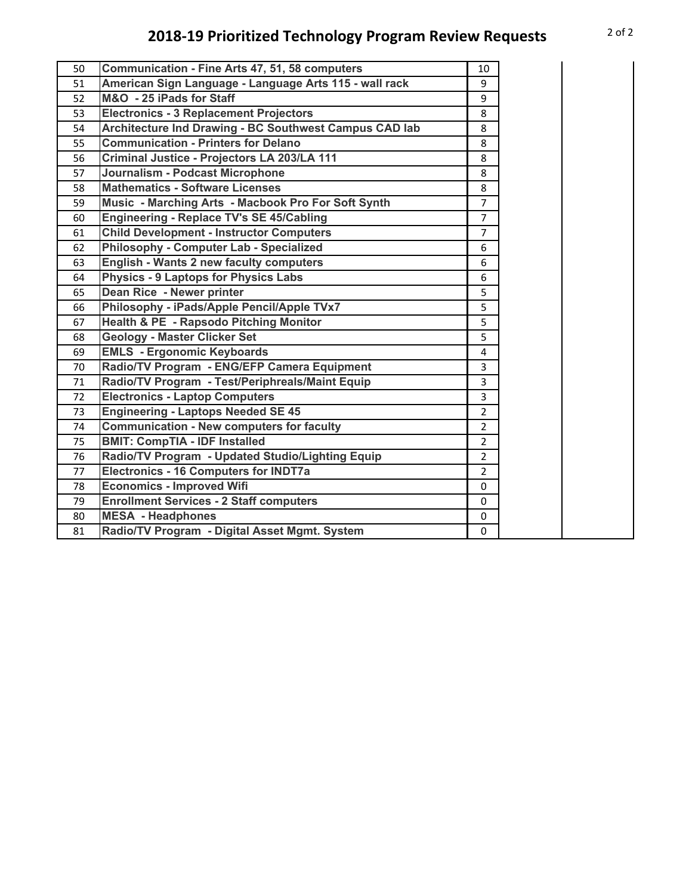# 2018-19 Prioritized Technology Program Review Requests

| | | | | |
|---|---|---|---|---|
| 50 | **Communication - Fine Arts 47, 51, 58 computers** | 10 | | |
| 51 | **American Sign Language - Language Arts 115 - wall rack** | 9 | | |
| 52 | **M&O - 25 iPads for Staff** | 9 | | |
| 53 | **Electronics - 3 Replacement Projectors** | 8 | | |
| 54 | **Architecture Ind Drawing - BC Southwest Campus CAD lab** | 8 | | |
| 55 | **Communication - Printers for Delano** | 8 | | |
| 56 | **Criminal Justice - Projectors LA 203/LA 111** | 8 | | |
| 57 | **Journalism - Podcast Microphone** | 8 | | |
| 58 | **Mathematics - Software Licenses** | 8 | | |
| 59 | **Music - Marching Arts - Macbook Pro For Soft Synth** | 7 | | |
| 60 | **Engineering - Replace TV's SE 45/Cabling** | 7 | | |
| 61 | **Child Development - Instructor Computers** | 7 | | |
| 62 | **Philosophy - Computer Lab - Specialized** | 6 | | |
| 63 | **English - Wants 2 new faculty computers** | 6 | | |
| 64 | **Physics - 9 Laptops for Physics Labs** | 6 | | |
| 65 | **Dean Rice - Newer printer** | 5 | | |
| 66 | **Philosophy - iPads/Apple Pencil/Apple TVx7** | 5 | | |
| 67 | **Health & PE - Rapsodo Pitching Monitor** | 5 | | |
| 68 | **Geology - Master Clicker Set** | 5 | | |
| 69 | **EMLS - Ergonomic Keyboards** | 4 | | |
| 70 | **Radio/TV Program - ENG/EFP Camera Equipment** | 3 | | |
| 71 | **Radio/TV Program - Test/Periphreals/Maint Equip** | 3 | | |
| 72 | **Electronics - Laptop Computers** | 3 | | |
| 73 | **Engineering - Laptops Needed SE 45** | 2 | | |
| 74 | **Communication - New computers for faculty** | 2 | | |
| 75 | **BMIT: CompTIA - IDF Installed** | 2 | | |
| 76 | **Radio/TV Program - Updated Studio/Lighting Equip** | 2 | | |
| 77 | **Electronics - 16 Computers for INDT7a** | 2 | | |
| 78 | **Economics - Improved Wifi** | 0 | | |
| 79 | **Enrollment Services - 2 Staff computers** | 0 | | |
| 80 | **MESA - Headphones** | 0 | | |
| 81 | **Radio/TV Program - Digital Asset Mgmt. System** | 0 | | |